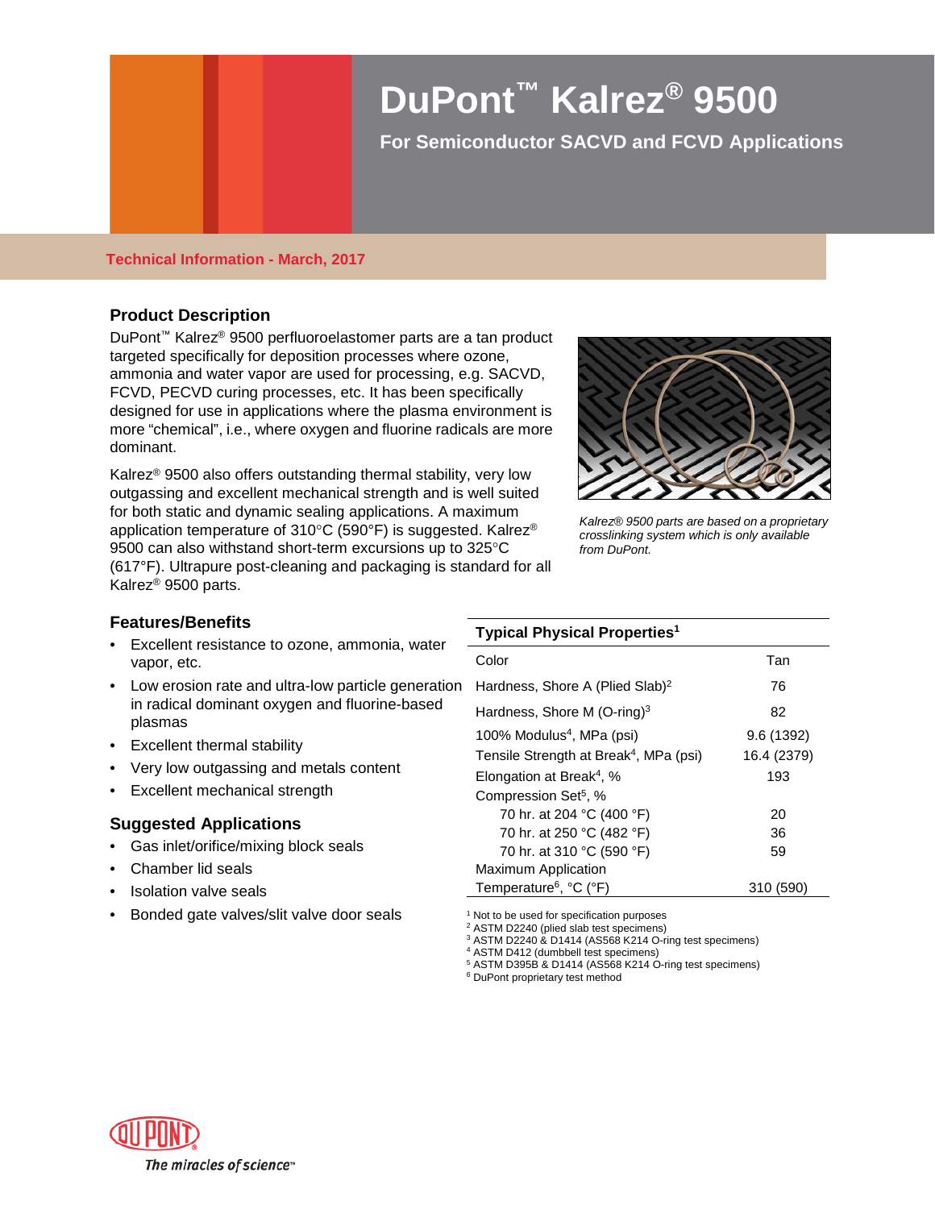# DuPont™ Kalrez® 9500

**For Semiconductor SACVD and FCVD Applications**

**Technical Information - March, 2017**

## Product Description

DuPont™ Kalrez® 9500 perfluoroelastomer parts are a tan product targeted specifically for deposition processes where ozone, ammonia and water vapor are used for processing, e.g. SACVD, FCVD, PECVD curing processes, etc. It has been specifically designed for use in applications where the plasma environment is more "chemical", i.e., where oxygen and fluorine radicals are more dominant.

Kalrez® 9500 also offers outstanding thermal stability, very low outgassing and excellent mechanical strength and is well suited for both static and dynamic sealing applications. A maximum application temperature of 310°C (590°F) is suggested. Kalrez® 9500 can also withstand short-term excursions up to 325°C (617°F). Ultrapure post-cleaning and packaging is standard for all Kalrez® 9500 parts.

*Kalrez® 9500 parts are based on a proprietary crosslinking system which is only available from DuPont.*

## Features/Benefits

- Excellent resistance to ozone, ammonia, water vapor, etc.
- Low erosion rate and ultra-low particle generation in radical dominant oxygen and fluorine-based plasmas
- Excellent thermal stability
- Very low outgassing and metals content
- Excellent mechanical strength

## Suggested Applications

- Gas inlet/orifice/mixing block seals
- Chamber lid seals
- Isolation valve seals
- Bonded gate valves/slit valve door seals

| Typical Physical Properties[1] | |
|---|---|
| Color | Tan |
| Hardness, Shore A (Plied Slab)[2] | 76 |
| Hardness, Shore M (O-ring)[3] | 82 |
| 100% Modulus[4], MPa (psi) | 9.6 (1392) |
| Tensile Strength at Break[4], MPa (psi) | 16.4 (2379) |
| Elongation at Break[4], % | 193 |
| Compression Set[5], % | |
| 70 hr. at 204 °C (400 °F) | 20 |
| 70 hr. at 250 °C (482 °F) | 36 |
| 70 hr. at 310 °C (590 °F) | 59 |
| Maximum Application Temperature[6], °C (°F) | 310 (590) |

[1] Not to be used for specification purposes
[2] ASTM D2240 (plied slab test specimens)
[3] ASTM D2240 & D1414 (AS568 K214 O-ring test specimens)
[4] ASTM D412 (dumbbell test specimens)
[5] ASTM D395B & D1414 (AS568 K214 O-ring test specimens)
[6] DuPont proprietary test method

The miracles of science™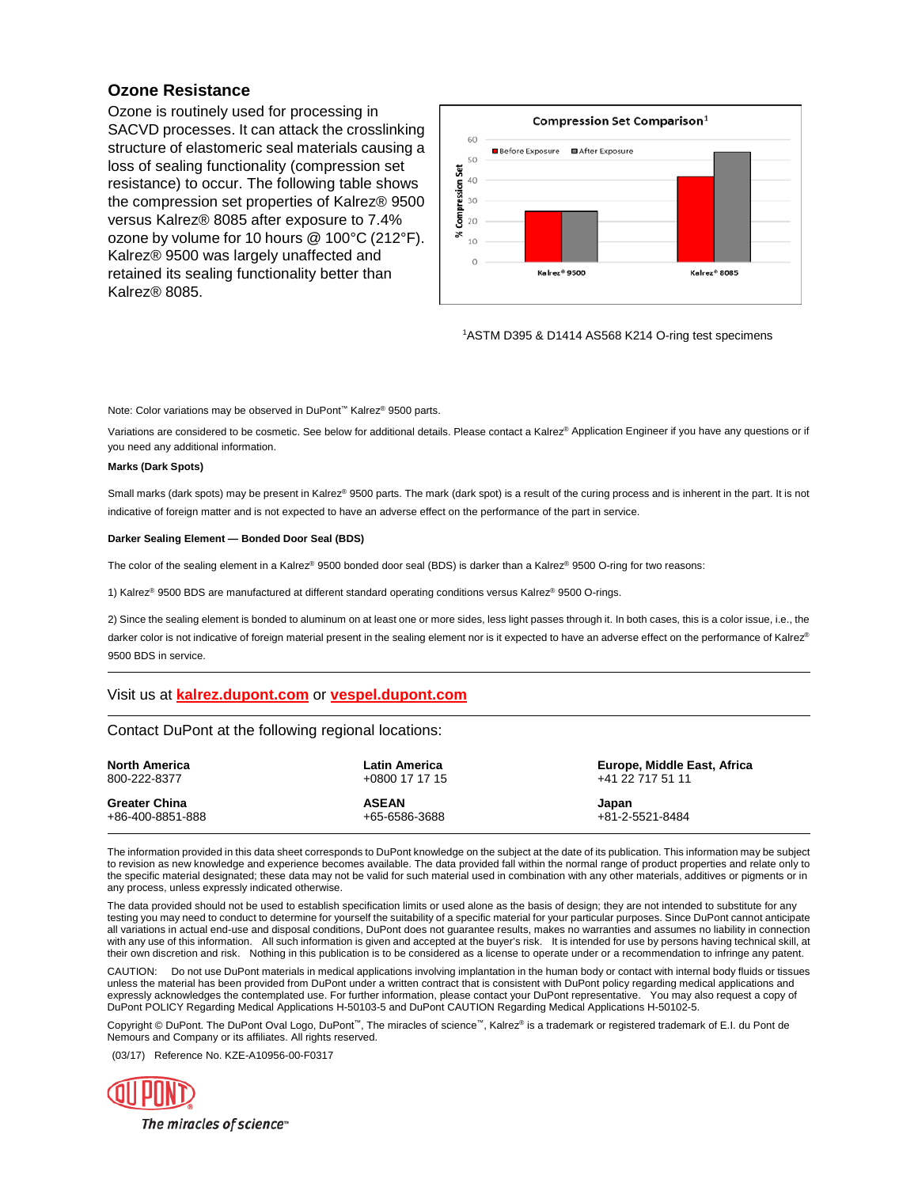## Ozone Resistance

Ozone is routinely used for processing in SACVD processes. It can attack the crosslinking structure of elastomeric seal materials causing a loss of sealing functionality (compression set resistance) to occur. The following table shows the compression set properties of Kalrez® 9500 versus Kalrez® 8085 after exposure to 7.4% ozone by volume for 10 hours @ 100°C (212°F). Kalrez® 9500 was largely unaffected and retained its sealing functionality better than Kalrez® 8085.

Compression Set Comparison[1]

Before Exposure
After Exposure

% Compression Set

60
50
40
30
20
10
0

Kalrez® 9500
Kalrez® 8085

[1]ASTM D395 & D1414 AS568 K214 O-ring test specimens

Note: Color variations may be observed in DuPont™ Kalrez® 9500 parts.

Variations are considered to be cosmetic. See below for additional details. Please contact a Kalrez® Application Engineer if you have any questions or if you need any additional information.

**Marks (Dark Spots)**

Small marks (dark spots) may be present in Kalrez® 9500 parts. The mark (dark spot) is a result of the curing process and is inherent in the part. It is not indicative of foreign matter and is not expected to have an adverse effect on the performance of the part in service.

**Darker Sealing Element — Bonded Door Seal (BDS)**

The color of the sealing element in a Kalrez® 9500 bonded door seal (BDS) is darker than a Kalrez® 9500 O-ring for two reasons:

1) Kalrez® 9500 BDS are manufactured at different standard operating conditions versus Kalrez® 9500 O-rings.

2) Since the sealing element is bonded to aluminum on at least one or more sides, less light passes through it. In both cases, this is a color issue, i.e., the darker color is not indicative of foreign material present in the sealing element nor is it expected to have an adverse effect on the performance of Kalrez® 9500 BDS in service.

---

Visit us at **kalrez.dupont.com** or **vespel.dupont.com**

---

Contact DuPont at the following regional locations:

| | | |
|---|---|---|
| **North America**<br>800-222-8377 | **Latin America**<br>+0800 17 17 15 | **Europe, Middle East, Africa**<br>+41 22 717 51 11 |
| **Greater China**<br>+86-400-8851-888 | **ASEAN**<br>+65-6586-3688 | **Japan**<br>+81-2-5521-8484 |

---

The information provided in this data sheet corresponds to DuPont knowledge on the subject at the date of its publication. This information may be subject to revision as new knowledge and experience becomes available. The data provided fall within the normal range of product properties and relate only to the specific material designated; these data may not be valid for such material used in combination with any other materials, additives or pigments or in any process, unless expressly indicated otherwise.

The data provided should not be used to establish specification limits or used alone as the basis of design; they are not intended to substitute for any testing you may need to conduct to determine for yourself the suitability of a specific material for your particular purposes. Since DuPont cannot anticipate all variations in actual end-use and disposal conditions, DuPont does not guarantee results, makes no warranties and assumes no liability in connection with any use of this information. All such information is given and accepted at the buyer's risk. It is intended for use by persons having technical skill, at their own discretion and risk. Nothing in this publication is to be considered as a license to operate under or a recommendation to infringe any patent.

CAUTION: Do not use DuPont materials in medical applications involving implantation in the human body or contact with internal body fluids or tissues unless the material has been provided from DuPont under a written contract that is consistent with DuPont policy regarding medical applications and expressly acknowledges the contemplated use. For further information, please contact your DuPont representative. You may also request a copy of DuPont POLICY Regarding Medical Applications H-50103-5 and DuPont CAUTION Regarding Medical Applications H-50102-5.

Copyright © DuPont. The DuPont Oval Logo, DuPont™, The miracles of science™, Kalrez® is a trademark or registered trademark of E.I. du Pont de Nemours and Company or its affiliates. All rights reserved.

(03/17) Reference No. KZE-A10956-00-F0317

DUPONT

*The miracles of science™*